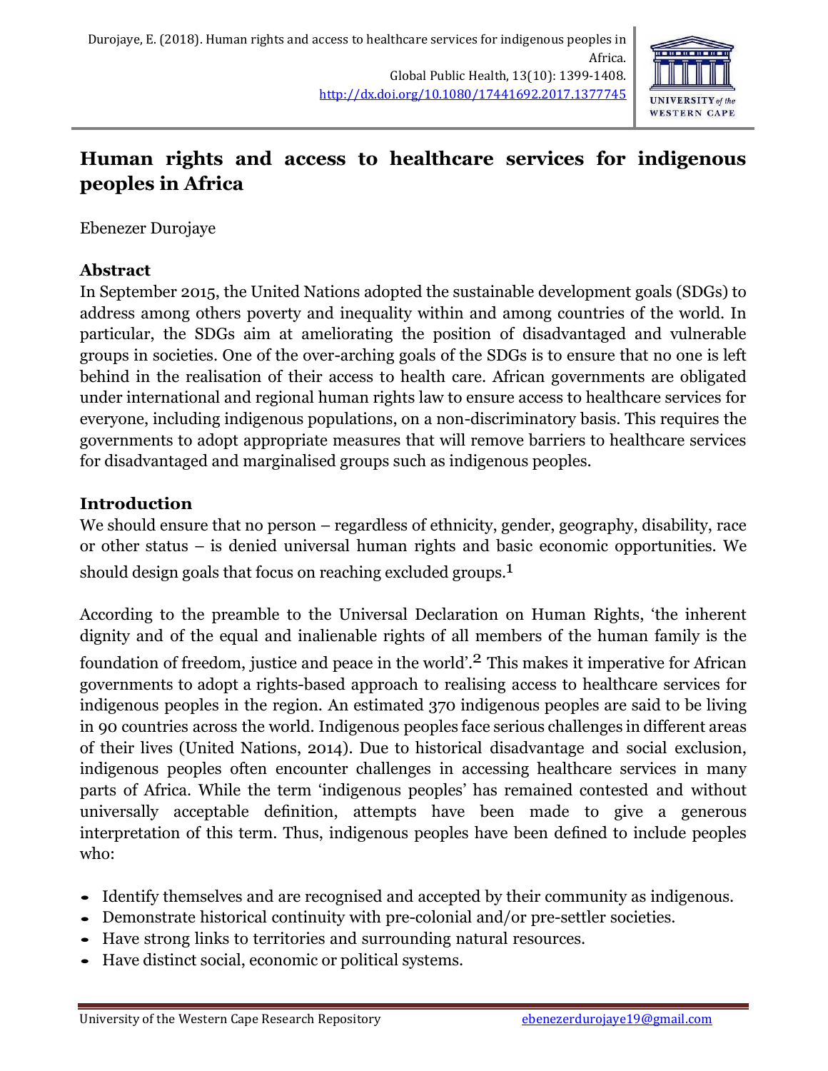Durojaye, E. (2018). Human rights and access to healthcare services for indigenous peoples in Africa.
Global Public Health, 13(10): 1399-1408.
http://dx.doi.org/10.1080/17441692.2017.1377745

# Human rights and access to healthcare services for indigenous peoples in Africa

Ebenezer Durojaye

## Abstract

In September 2015, the United Nations adopted the sustainable development goals (SDGs) to address among others poverty and inequality within and among countries of the world. In particular, the SDGs aim at ameliorating the position of disadvantaged and vulnerable groups in societies. One of the over-arching goals of the SDGs is to ensure that no one is left behind in the realisation of their access to health care. African governments are obligated under international and regional human rights law to ensure access to healthcare services for everyone, including indigenous populations, on a non-discriminatory basis. This requires the governments to adopt appropriate measures that will remove barriers to healthcare services for disadvantaged and marginalised groups such as indigenous peoples.

## Introduction

We should ensure that no person – regardless of ethnicity, gender, geography, disability, race or other status – is denied universal human rights and basic economic opportunities. We should design goals that focus on reaching excluded groups.[1]

According to the preamble to the Universal Declaration on Human Rights, 'the inherent dignity and of the equal and inalienable rights of all members of the human family is the foundation of freedom, justice and peace in the world'.[2] This makes it imperative for African governments to adopt a rights-based approach to realising access to healthcare services for indigenous peoples in the region. An estimated 370 indigenous peoples are said to be living in 90 countries across the world. Indigenous peoples face serious challenges in different areas of their lives (United Nations, 2014). Due to historical disadvantage and social exclusion, indigenous peoples often encounter challenges in accessing healthcare services in many parts of Africa. While the term 'indigenous peoples' has remained contested and without universally acceptable definition, attempts have been made to give a generous interpretation of this term. Thus, indigenous peoples have been defined to include peoples who:

- Identify themselves and are recognised and accepted by their community as indigenous.
- Demonstrate historical continuity with pre-colonial and/or pre-settler societies.
- Have strong links to territories and surrounding natural resources.
- Have distinct social, economic or political systems.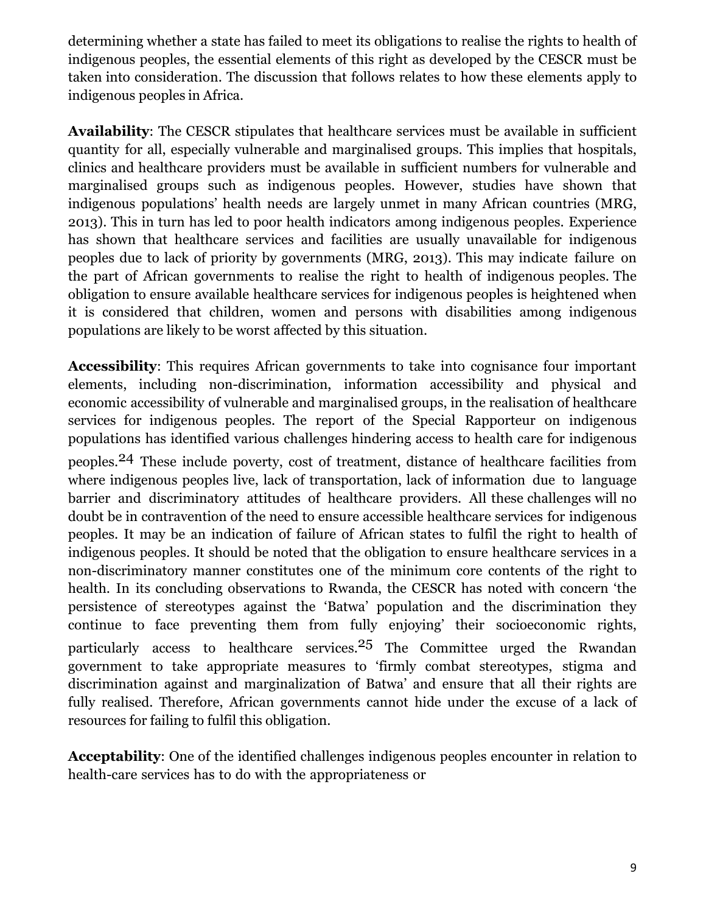determining whether a state has failed to meet its obligations to realise the rights to health of indigenous peoples, the essential elements of this right as developed by the CESCR must be taken into consideration. The discussion that follows relates to how these elements apply to indigenous peoples in Africa.

**Availability**: The CESCR stipulates that healthcare services must be available in sufficient quantity for all, especially vulnerable and marginalised groups. This implies that hospitals, clinics and healthcare providers must be available in sufficient numbers for vulnerable and marginalised groups such as indigenous peoples. However, studies have shown that indigenous populations' health needs are largely unmet in many African countries (MRG, 2013). This in turn has led to poor health indicators among indigenous peoples. Experience has shown that healthcare services and facilities are usually unavailable for indigenous peoples due to lack of priority by governments (MRG, 2013). This may indicate failure on the part of African governments to realise the right to health of indigenous peoples. The obligation to ensure available healthcare services for indigenous peoples is heightened when it is considered that children, women and persons with disabilities among indigenous populations are likely to be worst affected by this situation.

**Accessibility**: This requires African governments to take into cognisance four important elements, including non-discrimination, information accessibility and physical and economic accessibility of vulnerable and marginalised groups, in the realisation of healthcare services for indigenous peoples. The report of the Special Rapporteur on indigenous populations has identified various challenges hindering access to health care for indigenous peoples.[24] These include poverty, cost of treatment, distance of healthcare facilities from where indigenous peoples live, lack of transportation, lack of information due to language barrier and discriminatory attitudes of healthcare providers. All these challenges will no doubt be in contravention of the need to ensure accessible healthcare services for indigenous peoples. It may be an indication of failure of African states to fulfil the right to health of indigenous peoples. It should be noted that the obligation to ensure healthcare services in a non-discriminatory manner constitutes one of the minimum core contents of the right to health. In its concluding observations to Rwanda, the CESCR has noted with concern 'the persistence of stereotypes against the 'Batwa' population and the discrimination they continue to face preventing them from fully enjoying' their socioeconomic rights, particularly access to healthcare services.[25] The Committee urged the Rwandan government to take appropriate measures to 'firmly combat stereotypes, stigma and discrimination against and marginalization of Batwa' and ensure that all their rights are fully realised. Therefore, African governments cannot hide under the excuse of a lack of resources for failing to fulfil this obligation.

**Acceptability**: One of the identified challenges indigenous peoples encounter in relation to health-care services has to do with the appropriateness or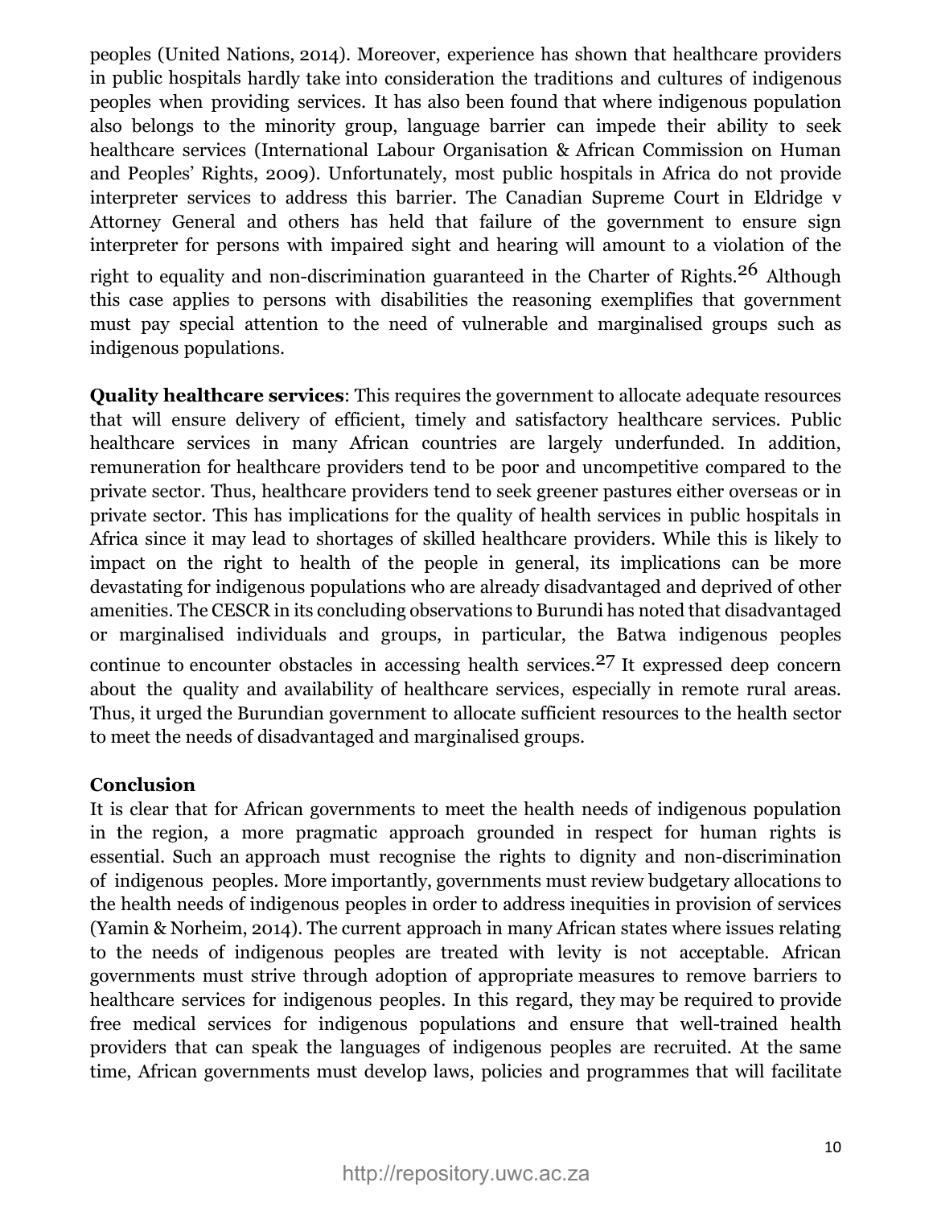peoples (United Nations, 2014). Moreover, experience has shown that healthcare providers in public hospitals hardly take into consideration the traditions and cultures of indigenous peoples when providing services. It has also been found that where indigenous population also belongs to the minority group, language barrier can impede their ability to seek healthcare services (International Labour Organisation & African Commission on Human and Peoples' Rights, 2009). Unfortunately, most public hospitals in Africa do not provide interpreter services to address this barrier. The Canadian Supreme Court in Eldridge v Attorney General and others has held that failure of the government to ensure sign interpreter for persons with impaired sight and hearing will amount to a violation of the right to equality and non-discrimination guaranteed in the Charter of Rights.[26] Although this case applies to persons with disabilities the reasoning exemplifies that government must pay special attention to the need of vulnerable and marginalised groups such as indigenous populations.

**Quality healthcare services**: This requires the government to allocate adequate resources that will ensure delivery of efficient, timely and satisfactory healthcare services. Public healthcare services in many African countries are largely underfunded. In addition, remuneration for healthcare providers tend to be poor and uncompetitive compared to the private sector. Thus, healthcare providers tend to seek greener pastures either overseas or in private sector. This has implications for the quality of health services in public hospitals in Africa since it may lead to shortages of skilled healthcare providers. While this is likely to impact on the right to health of the people in general, its implications can be more devastating for indigenous populations who are already disadvantaged and deprived of other amenities. The CESCR in its concluding observations to Burundi has noted that disadvantaged or marginalised individuals and groups, in particular, the Batwa indigenous peoples continue to encounter obstacles in accessing health services.[27] It expressed deep concern about the quality and availability of healthcare services, especially in remote rural areas. Thus, it urged the Burundian government to allocate sufficient resources to the health sector to meet the needs of disadvantaged and marginalised groups.

## Conclusion

It is clear that for African governments to meet the health needs of indigenous population in the region, a more pragmatic approach grounded in respect for human rights is essential. Such an approach must recognise the rights to dignity and non-discrimination of indigenous peoples. More importantly, governments must review budgetary allocations to the health needs of indigenous peoples in order to address inequities in provision of services (Yamin & Norheim, 2014). The current approach in many African states where issues relating to the needs of indigenous peoples are treated with levity is not acceptable. African governments must strive through adoption of appropriate measures to remove barriers to healthcare services for indigenous peoples. In this regard, they may be required to provide free medical services for indigenous populations and ensure that well-trained health providers that can speak the languages of indigenous peoples are recruited. At the same time, African governments must develop laws, policies and programmes that will facilitate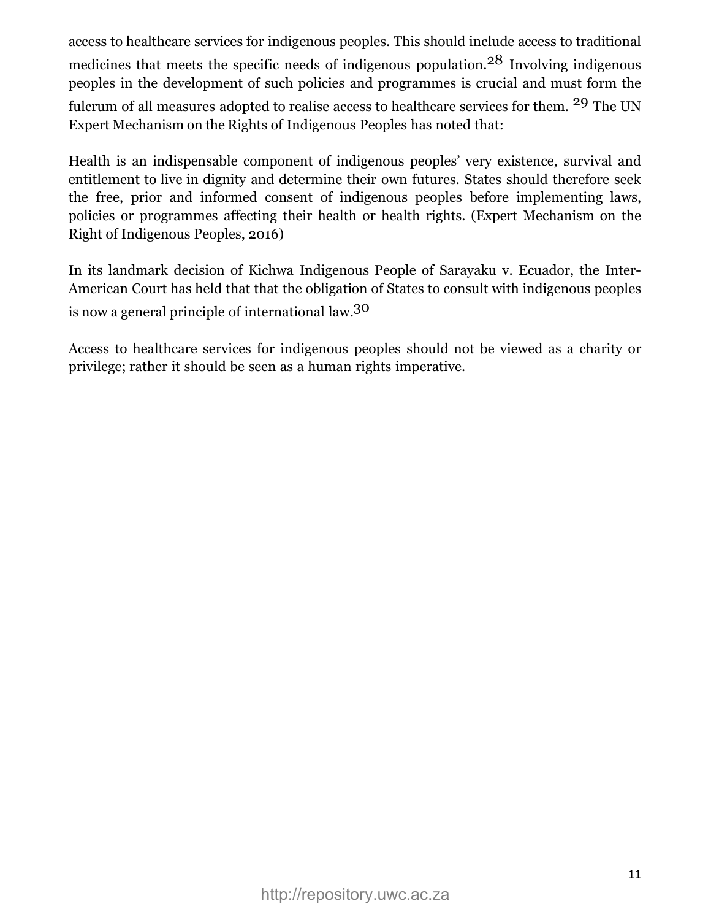access to healthcare services for indigenous peoples. This should include access to traditional medicines that meets the specific needs of indigenous population.[28] Involving indigenous peoples in the development of such policies and programmes is crucial and must form the fulcrum of all measures adopted to realise access to healthcare services for them.[29] The UN Expert Mechanism on the Rights of Indigenous Peoples has noted that:

> Health is an indispensable component of indigenous peoples' very existence, survival and entitlement to live in dignity and determine their own futures. States should therefore seek the free, prior and informed consent of indigenous peoples before implementing laws, policies or programmes affecting their health or health rights. (Expert Mechanism on the Right of Indigenous Peoples, 2016)

In its landmark decision of Kichwa Indigenous People of Sarayaku v. Ecuador, the Inter-American Court has held that that the obligation of States to consult with indigenous peoples is now a general principle of international law.[30]

Access to healthcare services for indigenous peoples should not be viewed as a charity or privilege; rather it should be seen as a human rights imperative.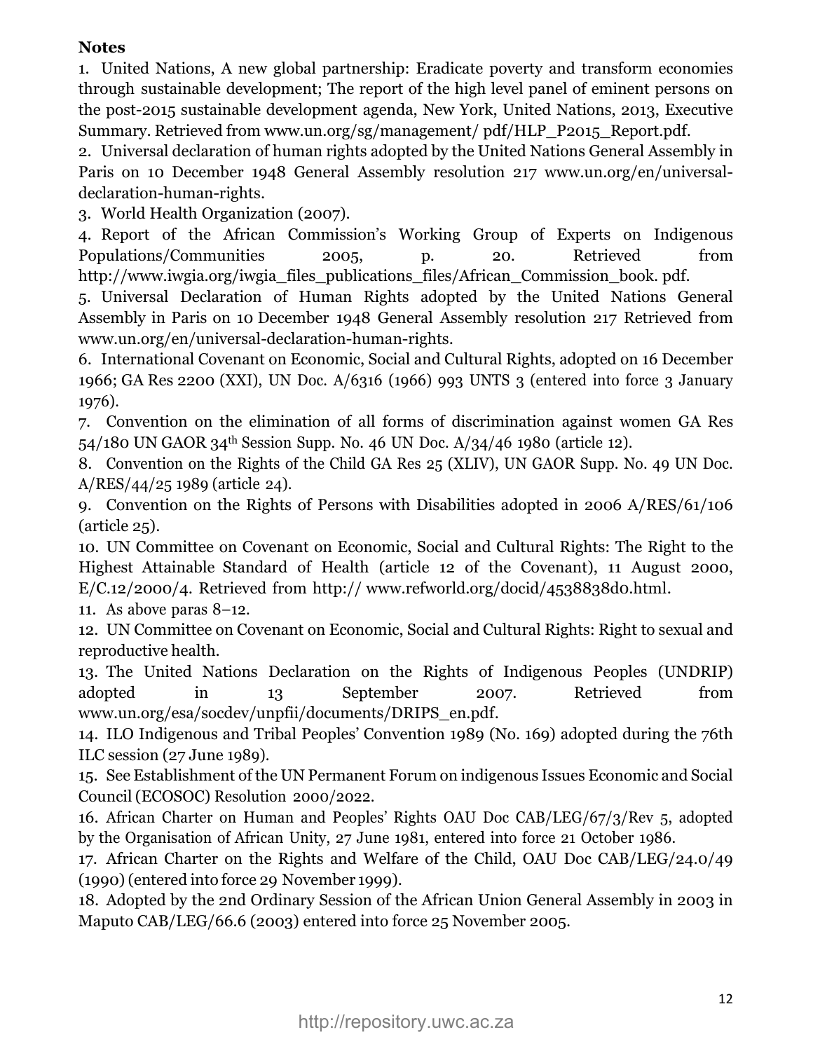**Notes**

1. United Nations, A new global partnership: Eradicate poverty and transform economies through sustainable development; The report of the high level panel of eminent persons on the post-2015 sustainable development agenda, New York, United Nations, 2013, Executive Summary. Retrieved from www.un.org/sg/management/ pdf/HLP_P2015_Report.pdf.
2. Universal declaration of human rights adopted by the United Nations General Assembly in Paris on 10 December 1948 General Assembly resolution 217 www.un.org/en/universal-declaration-human-rights.
3. World Health Organization (2007).
4. Report of the African Commission's Working Group of Experts on Indigenous Populations/Communities 2005, p. 20. Retrieved from http://www.iwgia.org/iwgia_files_publications_files/African_Commission_book. pdf.
5. Universal Declaration of Human Rights adopted by the United Nations General Assembly in Paris on 10 December 1948 General Assembly resolution 217 Retrieved from www.un.org/en/universal-declaration-human-rights.
6. International Covenant on Economic, Social and Cultural Rights, adopted on 16 December 1966; GA Res 2200 (XXI), UN Doc. A/6316 (1966) 993 UNTS 3 (entered into force 3 January 1976).
7. Convention on the elimination of all forms of discrimination against women GA Res 54/180 UN GAOR 34th Session Supp. No. 46 UN Doc. A/34/46 1980 (article 12).
8. Convention on the Rights of the Child GA Res 25 (XLIV), UN GAOR Supp. No. 49 UN Doc. A/RES/44/25 1989 (article 24).
9. Convention on the Rights of Persons with Disabilities adopted in 2006 A/RES/61/106 (article 25).
10. UN Committee on Covenant on Economic, Social and Cultural Rights: The Right to the Highest Attainable Standard of Health (article 12 of the Covenant), 11 August 2000, E/C.12/2000/4. Retrieved from http:// www.refworld.org/docid/4538838d0.html.
11. As above paras 8–12.
12. UN Committee on Covenant on Economic, Social and Cultural Rights: Right to sexual and reproductive health.
13. The United Nations Declaration on the Rights of Indigenous Peoples (UNDRIP) adopted in 13 September 2007. Retrieved from www.un.org/esa/socdev/unpfii/documents/DRIPS_en.pdf.
14. ILO Indigenous and Tribal Peoples' Convention 1989 (No. 169) adopted during the 76th ILC session (27 June 1989).
15. See Establishment of the UN Permanent Forum on indigenous Issues Economic and Social Council (ECOSOC) Resolution 2000/2022.
16. African Charter on Human and Peoples' Rights OAU Doc CAB/LEG/67/3/Rev 5, adopted by the Organisation of African Unity, 27 June 1981, entered into force 21 October 1986.
17. African Charter on the Rights and Welfare of the Child, OAU Doc CAB/LEG/24.0/49 (1990) (entered into force 29 November 1999).
18. Adopted by the 2nd Ordinary Session of the African Union General Assembly in 2003 in Maputo CAB/LEG/66.6 (2003) entered into force 25 November 2005.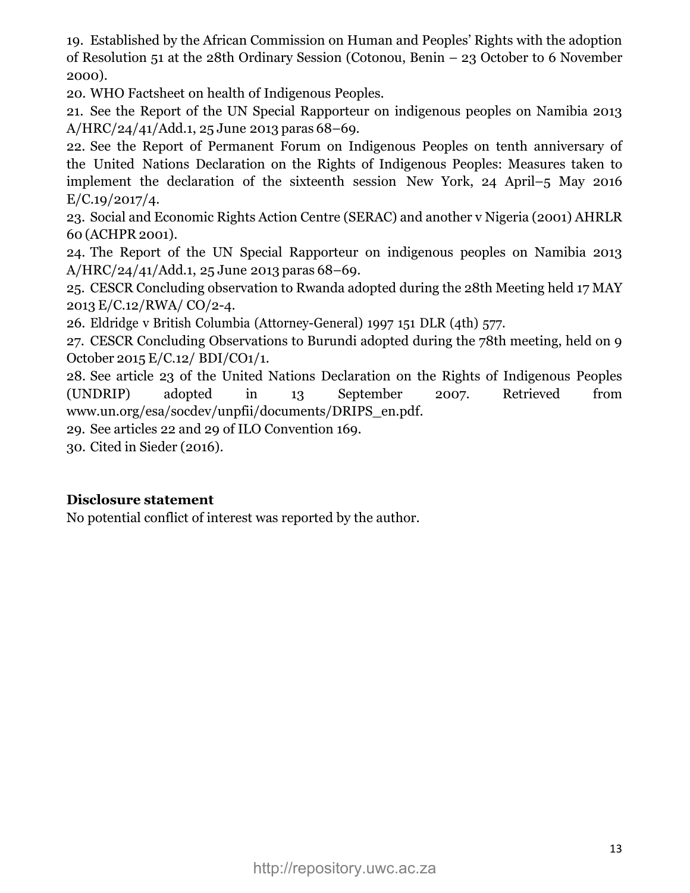19. Established by the African Commission on Human and Peoples' Rights with the adoption of Resolution 51 at the 28th Ordinary Session (Cotonou, Benin – 23 October to 6 November 2000).

20. WHO Factsheet on health of Indigenous Peoples.

21. See the Report of the UN Special Rapporteur on indigenous peoples on Namibia 2013 A/HRC/24/41/Add.1, 25 June 2013 paras 68–69.

22. See the Report of Permanent Forum on Indigenous Peoples on tenth anniversary of the United Nations Declaration on the Rights of Indigenous Peoples: Measures taken to implement the declaration of the sixteenth session New York, 24 April–5 May 2016 E/C.19/2017/4.

23. Social and Economic Rights Action Centre (SERAC) and another v Nigeria (2001) AHRLR 60 (ACHPR 2001).

24. The Report of the UN Special Rapporteur on indigenous peoples on Namibia 2013 A/HRC/24/41/Add.1, 25 June 2013 paras 68–69.

25. CESCR Concluding observation to Rwanda adopted during the 28th Meeting held 17 MAY 2013 E/C.12/RWA/ CO/2-4.

26. Eldridge v British Columbia (Attorney-General) 1997 151 DLR (4th) 577.

27. CESCR Concluding Observations to Burundi adopted during the 78th meeting, held on 9 October 2015 E/C.12/ BDI/CO1/1.

28. See article 23 of the United Nations Declaration on the Rights of Indigenous Peoples (UNDRIP) adopted in 13 September 2007. Retrieved from www.un.org/esa/socdev/unpfii/documents/DRIPS_en.pdf.

29. See articles 22 and 29 of ILO Convention 169.

30. Cited in Sieder (2016).

**Disclosure statement**

No potential conflict of interest was reported by the author.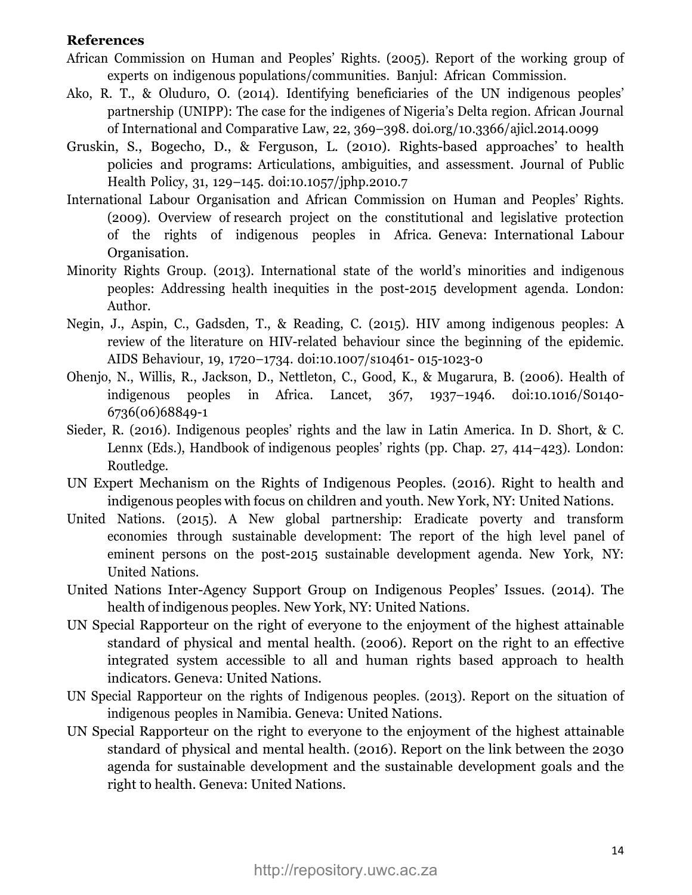**References**

African Commission on Human and Peoples' Rights. (2005). Report of the working group of experts on indigenous populations/communities. Banjul: African Commission.

Ako, R. T., & Oluduro, O. (2014). Identifying beneficiaries of the UN indigenous peoples' partnership (UNIPP): The case for the indigenes of Nigeria's Delta region. African Journal of International and Comparative Law, 22, 369–398. doi.org/10.3366/ajicl.2014.0099

Gruskin, S., Bogecho, D., & Ferguson, L. (2010). Rights-based approaches' to health policies and programs: Articulations, ambiguities, and assessment. Journal of Public Health Policy, 31, 129–145. doi:10.1057/jphp.2010.7

International Labour Organisation and African Commission on Human and Peoples' Rights. (2009). Overview of research project on the constitutional and legislative protection of the rights of indigenous peoples in Africa. Geneva: International Labour Organisation.

Minority Rights Group. (2013). International state of the world's minorities and indigenous peoples: Addressing health inequities in the post-2015 development agenda. London: Author.

Negin, J., Aspin, C., Gadsden, T., & Reading, C. (2015). HIV among indigenous peoples: A review of the literature on HIV-related behaviour since the beginning of the epidemic. AIDS Behaviour, 19, 1720–1734. doi:10.1007/s10461- 015-1023-0

Ohenjo, N., Willis, R., Jackson, D., Nettleton, C., Good, K., & Mugarura, B. (2006). Health of indigenous peoples in Africa. Lancet, 367, 1937–1946. doi:10.1016/S0140-6736(06)68849-1

Sieder, R. (2016). Indigenous peoples' rights and the law in Latin America. In D. Short, & C. Lennx (Eds.), Handbook of indigenous peoples' rights (pp. Chap. 27, 414–423). London: Routledge.

UN Expert Mechanism on the Rights of Indigenous Peoples. (2016). Right to health and indigenous peoples with focus on children and youth. New York, NY: United Nations.

United Nations. (2015). A New global partnership: Eradicate poverty and transform economies through sustainable development: The report of the high level panel of eminent persons on the post-2015 sustainable development agenda. New York, NY: United Nations.

United Nations Inter-Agency Support Group on Indigenous Peoples' Issues. (2014). The health of indigenous peoples. New York, NY: United Nations.

UN Special Rapporteur on the right of everyone to the enjoyment of the highest attainable standard of physical and mental health. (2006). Report on the right to an effective integrated system accessible to all and human rights based approach to health indicators. Geneva: United Nations.

UN Special Rapporteur on the rights of Indigenous peoples. (2013). Report on the situation of indigenous peoples in Namibia. Geneva: United Nations.

UN Special Rapporteur on the right to everyone to the enjoyment of the highest attainable standard of physical and mental health. (2016). Report on the link between the 2030 agenda for sustainable development and the sustainable development goals and the right to health. Geneva: United Nations.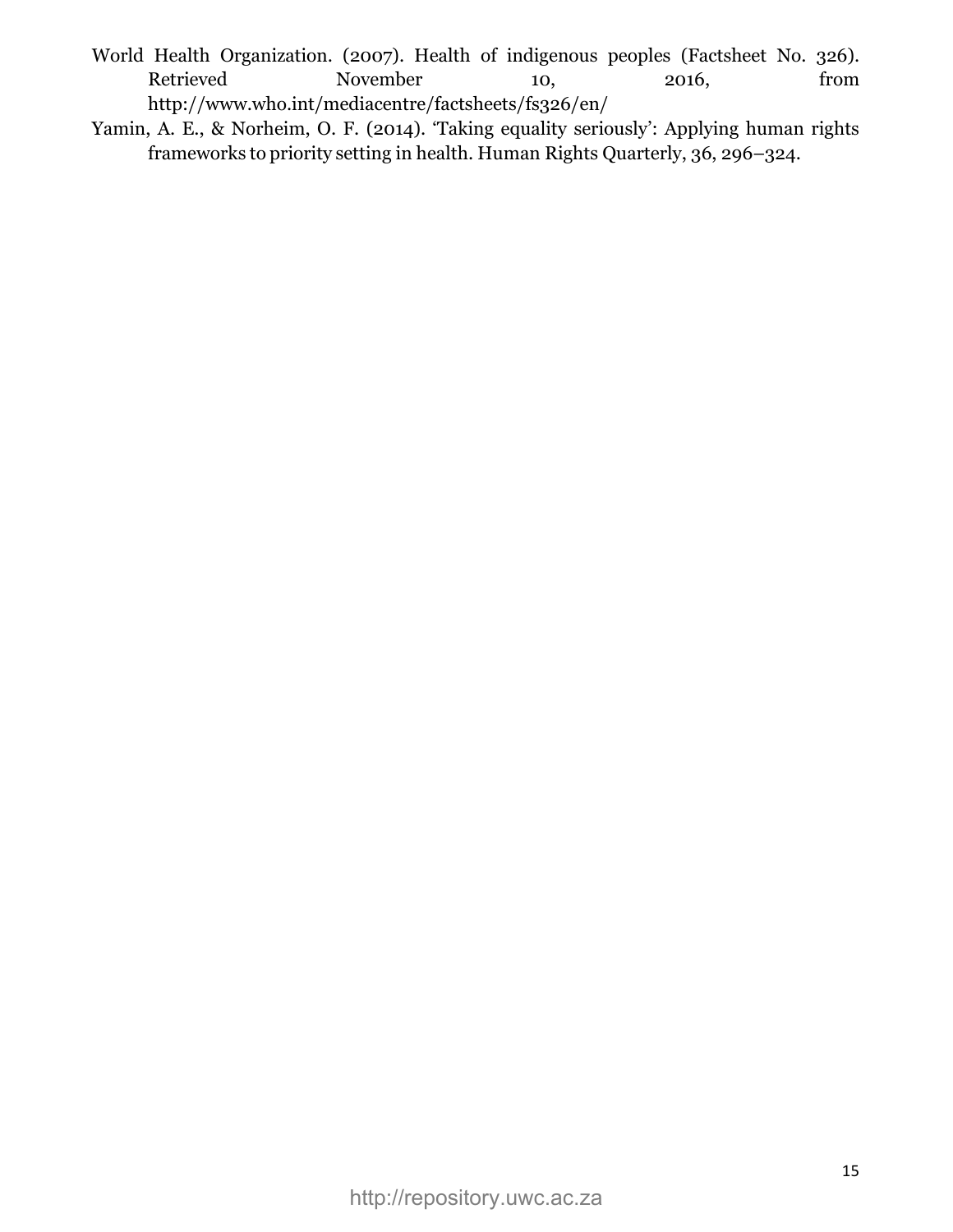World Health Organization. (2007). Health of indigenous peoples (Factsheet No. 326). Retrieved November 10, 2016, from http://www.who.int/mediacentre/factsheets/fs326/en/

Yamin, A. E., & Norheim, O. F. (2014). 'Taking equality seriously': Applying human rights frameworks to priority setting in health. Human Rights Quarterly, 36, 296–324.